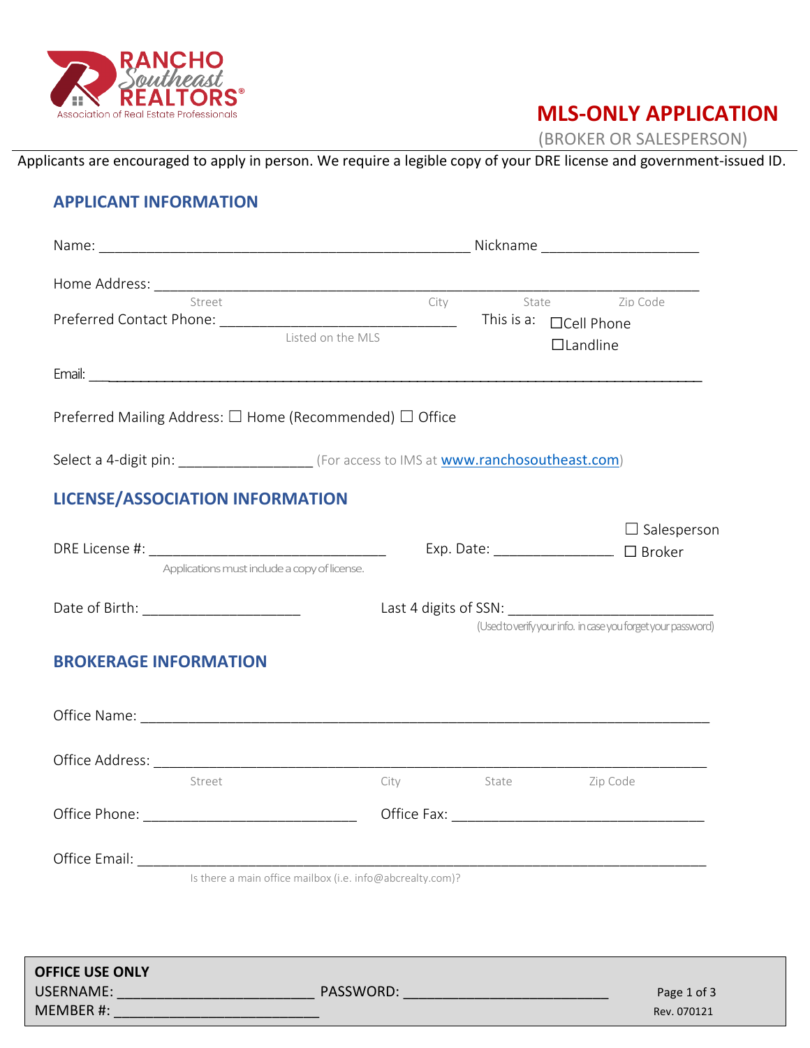RANCHO Southeast REALTORS®
Association of Real Estate Professionals

# MLS-ONLY APPLICATION

(BROKER OR SALESPERSON)

Applicants are encouraged to apply in person. We require a legible copy of your DRE license and government-issued ID.

## APPLICANT INFORMATION

Name: ______________________________________________ Nickname ____________________

Home Address: _____________________________________________________________________

Street City State Zip Code

Preferred Contact Phone: ______________________________ This is a: ☐Cell Phone ☐Landline

Listed on the MLS

Email: ___________________________________________________________________________

Preferred Mailing Address: ☐ Home (Recommended) ☐ Office

Select a 4-digit pin: _________________ (For access to IMS at www.ranchosoutheast.com)

## LICENSE/ASSOCIATION INFORMATION

DRE License #: ______________________________ Exp. Date: _______________ ☐ Salesperson ☐ Broker

Applications must include a copy of license.

Date of Birth: ____________________ Last 4 digits of SSN: __________________________

(Used to verify your info. in case you forget your password)

## BROKERAGE INFORMATION

Office Name: ______________________________________________________________________

Office Address: ____________________________________________________________________

Street City State Zip Code

Office Phone: ___________________________ Office Fax: ________________________________

Office Email: _______________________________________________________________________

Is there a main office mailbox (i.e. info@abcrealty.com)?

**OFFICE USE ONLY**

USERNAME: _________________________ PASSWORD: __________________________

MEMBER #: __________________________

Rev. 070121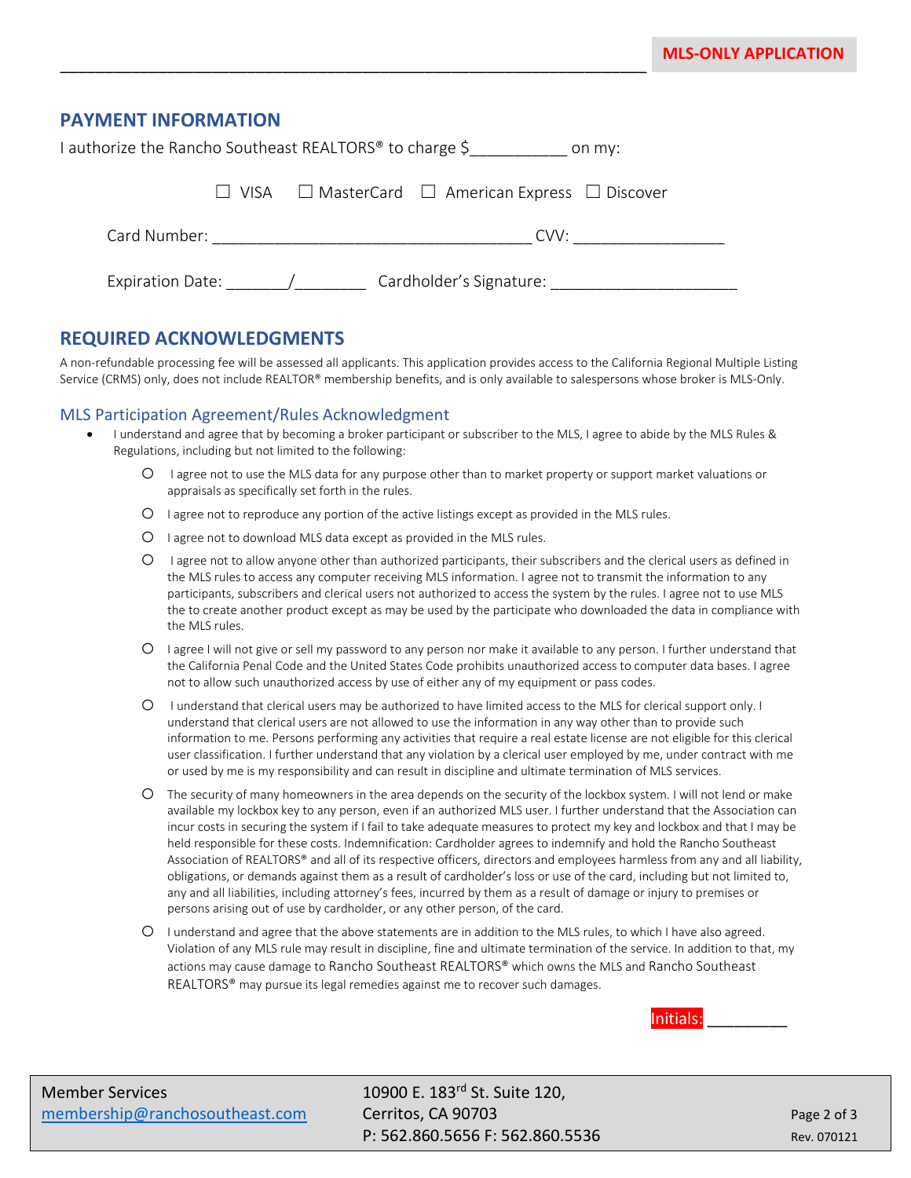MLS-ONLY APPLICATION

## PAYMENT INFORMATION

I authorize the Rancho Southeast REALTORS® to charge $___________ on my:

☐ VISA ☐ MasterCard ☐ American Express ☐ Discover

Card Number: ____________________________________ CVV: _________________

Expiration Date: _______/________ Cardholder's Signature: _____________________

## REQUIRED ACKNOWLEDGMENTS

A non-refundable processing fee will be assessed all applicants. This application provides access to the California Regional Multiple Listing Service (CRMS) only, does not include REALTOR® membership benefits, and is only available to salespersons whose broker is MLS-Only.

### MLS Participation Agreement/Rules Acknowledgment

- I understand and agree that by becoming a broker participant or subscriber to the MLS, I agree to abide by the MLS Rules & Regulations, including but not limited to the following:
  - I agree not to use the MLS data for any purpose other than to market property or support market valuations or appraisals as specifically set forth in the rules.
  - I agree not to reproduce any portion of the active listings except as provided in the MLS rules.
  - I agree not to download MLS data except as provided in the MLS rules.
  - I agree not to allow anyone other than authorized participants, their subscribers and the clerical users as defined in the MLS rules to access any computer receiving MLS information. I agree not to transmit the information to any participants, subscribers and clerical users not authorized to access the system by the rules. I agree not to use MLS the to create another product except as may be used by the participate who downloaded the data in compliance with the MLS rules.
  - I agree I will not give or sell my password to any person nor make it available to any person. I further understand that the California Penal Code and the United States Code prohibits unauthorized access to computer data bases. I agree not to allow such unauthorized access by use of either any of my equipment or pass codes.
  - I understand that clerical users may be authorized to have limited access to the MLS for clerical support only. I understand that clerical users are not allowed to use the information in any way other than to provide such information to me. Persons performing any activities that require a real estate license are not eligible for this clerical user classification. I further understand that any violation by a clerical user employed by me, under contract with me or used by me is my responsibility and can result in discipline and ultimate termination of MLS services.
  - The security of many homeowners in the area depends on the security of the lockbox system. I will not lend or make available my lockbox key to any person, even if an authorized MLS user. I further understand that the Association can incur costs in securing the system if I fail to take adequate measures to protect my key and lockbox and that I may be held responsible for these costs. Indemnification: Cardholder agrees to indemnify and hold the Rancho Southeast Association of REALTORS® and all of its respective officers, directors and employees harmless from any and all liability, obligations, or demands against them as a result of cardholder's loss or use of the card, including but not limited to, any and all liabilities, including attorney's fees, incurred by them as a result of damage or injury to premises or persons arising out of use by cardholder, or any other person, of the card.
  - I understand and agree that the above statements are in addition to the MLS rules, to which I have also agreed. Violation of any MLS rule may result in discipline, fine and ultimate termination of the service. In addition to that, my actions may cause damage to Rancho Southeast REALTORS® which owns the MLS and Rancho Southeast REALTORS® may pursue its legal remedies against me to recover such damages.

Initials: _________

Member Services
membership@ranchosoutheast.com

10900 E. 183rd St. Suite 120,
Cerritos, CA 90703
P: 562.860.5656 F: 562.860.5536

Rev. 070121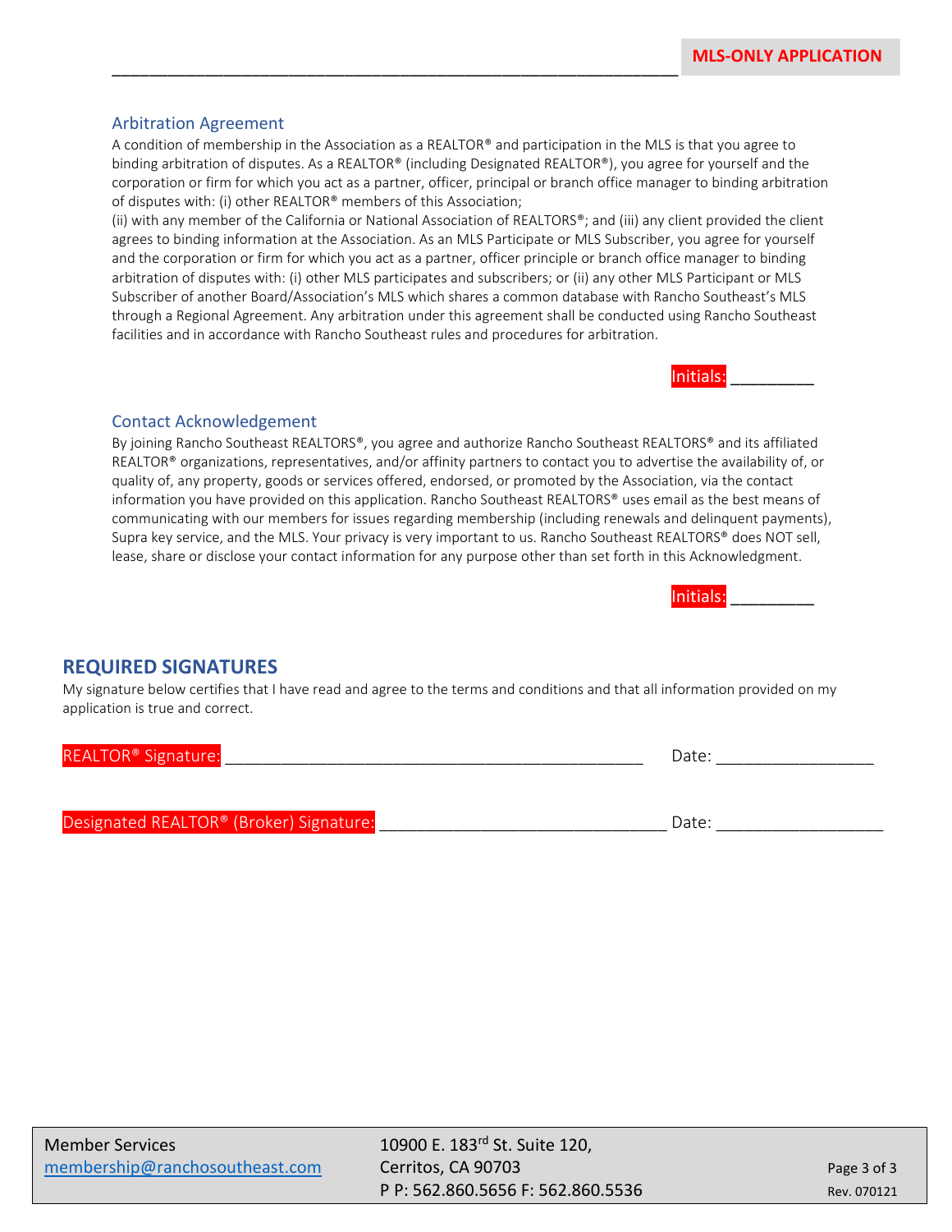**MLS-ONLY APPLICATION**

## Arbitration Agreement

A condition of membership in the Association as a REALTOR® and participation in the MLS is that you agree to binding arbitration of disputes. As a REALTOR® (including Designated REALTOR®), you agree for yourself and the corporation or firm for which you act as a partner, officer, principal or branch office manager to binding arbitration of disputes with: (i) other REALTOR® members of this Association;
(ii) with any member of the California or National Association of REALTORS®; and (iii) any client provided the client agrees to binding information at the Association. As an MLS Participate or MLS Subscriber, you agree for yourself and the corporation or firm for which you act as a partner, officer principle or branch office manager to binding arbitration of disputes with: (i) other MLS participates and subscribers; or (ii) any other MLS Participant or MLS Subscriber of another Board/Association's MLS which shares a common database with Rancho Southeast's MLS through a Regional Agreement. Any arbitration under this agreement shall be conducted using Rancho Southeast facilities and in accordance with Rancho Southeast rules and procedures for arbitration.

Initials: _________

## Contact Acknowledgement

By joining Rancho Southeast REALTORS®, you agree and authorize Rancho Southeast REALTORS® and its affiliated REALTOR® organizations, representatives, and/or affinity partners to contact you to advertise the availability of, or quality of, any property, goods or services offered, endorsed, or promoted by the Association, via the contact information you have provided on this application. Rancho Southeast REALTORS® uses email as the best means of communicating with our members for issues regarding membership (including renewals and delinquent payments), Supra key service, and the MLS. Your privacy is very important to us. Rancho Southeast REALTORS® does NOT sell, lease, share or disclose your contact information for any purpose other than set forth in this Acknowledgment.

Initials: _________

## REQUIRED SIGNATURES

My signature below certifies that I have read and agree to the terms and conditions and that all information provided on my application is true and correct.

REALTOR® Signature: ______________________________________________ Date: _________________

Designated REALTOR® (Broker) Signature: _______________________________ Date: __________________

Member Services
membership@ranchosoutheast.com

10900 E. 183rd St. Suite 120,
Cerritos, CA 90703
P P: 562.860.5656 F: 562.860.5536

Rev. 070121